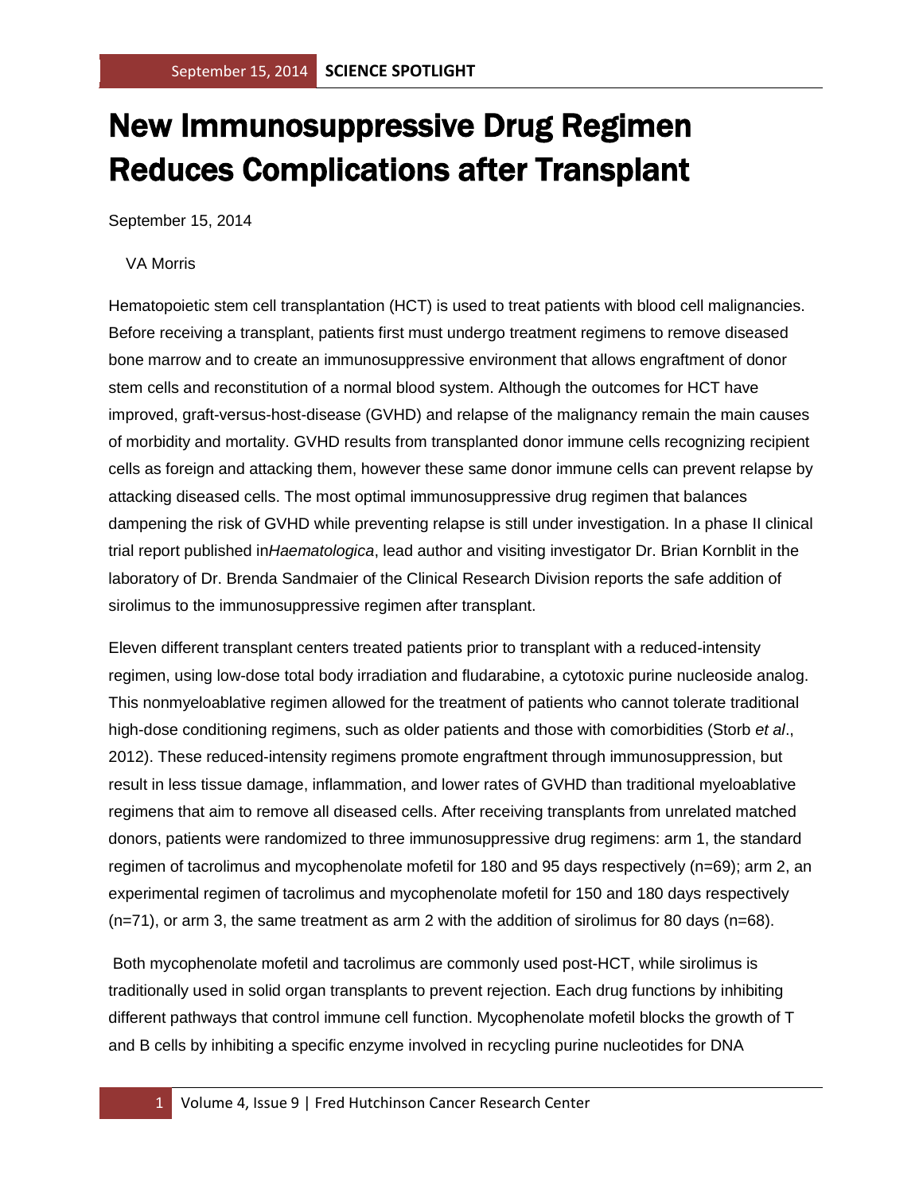# New Immunosuppressive Drug Regimen Reduces Complications after Transplant

September 15, 2014

VA Morris

Hematopoietic stem cell transplantation (HCT) is used to treat patients with blood cell malignancies. Before receiving a transplant, patients first must undergo treatment regimens to remove diseased bone marrow and to create an immunosuppressive environment that allows engraftment of donor stem cells and reconstitution of a normal blood system. Although the outcomes for HCT have improved, graft-versus-host-disease (GVHD) and relapse of the malignancy remain the main causes of morbidity and mortality. GVHD results from transplanted donor immune cells recognizing recipient cells as foreign and attacking them, however these same donor immune cells can prevent relapse by attacking diseased cells. The most optimal immunosuppressive drug regimen that balances dampening the risk of GVHD while preventing relapse is still under investigation. In a phase II clinical trial report published in*Haematologica*, lead author and visiting investigator Dr. Brian Kornblit in the laboratory of Dr. Brenda Sandmaier of the Clinical Research Division reports the safe addition of sirolimus to the immunosuppressive regimen after transplant.

Eleven different transplant centers treated patients prior to transplant with a reduced-intensity regimen, using low-dose total body irradiation and fludarabine, a cytotoxic purine nucleoside analog. This nonmyeloablative regimen allowed for the treatment of patients who cannot tolerate traditional high-dose conditioning regimens, such as older patients and those with comorbidities (Storb *et al*., 2012). These reduced-intensity regimens promote engraftment through immunosuppression, but result in less tissue damage, inflammation, and lower rates of GVHD than traditional myeloablative regimens that aim to remove all diseased cells. After receiving transplants from unrelated matched donors, patients were randomized to three immunosuppressive drug regimens: arm 1, the standard regimen of tacrolimus and mycophenolate mofetil for 180 and 95 days respectively (n=69); arm 2, an experimental regimen of tacrolimus and mycophenolate mofetil for 150 and 180 days respectively (n=71), or arm 3, the same treatment as arm 2 with the addition of sirolimus for 80 days (n=68).

Both mycophenolate mofetil and tacrolimus are commonly used post-HCT, while sirolimus is traditionally used in solid organ transplants to prevent rejection. Each drug functions by inhibiting different pathways that control immune cell function. Mycophenolate mofetil blocks the growth of T and B cells by inhibiting a specific enzyme involved in recycling purine nucleotides for DNA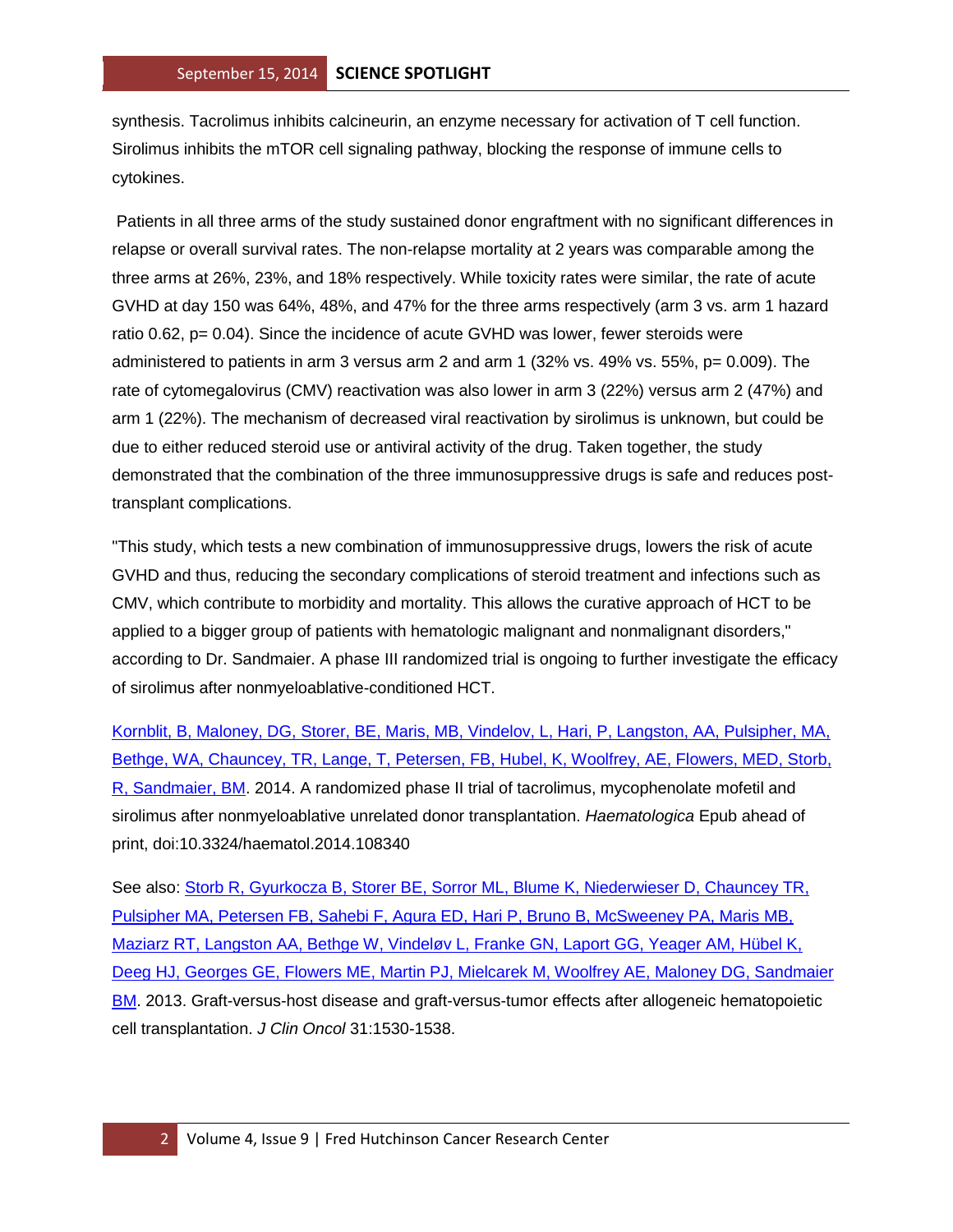synthesis. Tacrolimus inhibits calcineurin, an enzyme necessary for activation of T cell function. Sirolimus inhibits the mTOR cell signaling pathway, blocking the response of immune cells to cytokines.

Patients in all three arms of the study sustained donor engraftment with no significant differences in relapse or overall survival rates. The non-relapse mortality at 2 years was comparable among the three arms at 26%, 23%, and 18% respectively. While toxicity rates were similar, the rate of acute GVHD at day 150 was 64%, 48%, and 47% for the three arms respectively (arm 3 vs. arm 1 hazard ratio 0.62, p= 0.04). Since the incidence of acute GVHD was lower, fewer steroids were administered to patients in arm 3 versus arm 2 and arm 1 (32% vs. 49% vs. 55%, p= 0.009). The rate of cytomegalovirus (CMV) reactivation was also lower in arm 3 (22%) versus arm 2 (47%) and arm 1 (22%). The mechanism of decreased viral reactivation by sirolimus is unknown, but could be due to either reduced steroid use or antiviral activity of the drug. Taken together, the study demonstrated that the combination of the three immunosuppressive drugs is safe and reduces post-transplant complications.

"This study, which tests a new combination of immunosuppressive drugs, lowers the risk of acute GVHD and thus, reducing the secondary complications of steroid treatment and infections such as CMV, which contribute to morbidity and mortality. This allows the curative approach of HCT to be applied to a bigger group of patients with hematologic malignant and nonmalignant disorders," according to Dr. Sandmaier. A phase III randomized trial is ongoing to further investigate the efficacy of sirolimus after nonmyeloablative-conditioned HCT.

Kornblit, B, Maloney, DG, Storer, BE, Maris, MB, Vindelov, L, Hari, P, Langston, AA, Pulsipher, MA, Bethge, WA, Chauncey, TR, Lange, T, Petersen, FB, Hubel, K, Woolfrey, AE, Flowers, MED, Storb, R, Sandmaier, BM. 2014. A randomized phase II trial of tacrolimus, mycophenolate mofetil and sirolimus after nonmyeloablative unrelated donor transplantation. *Haematologica* Epub ahead of print, doi:10.3324/haematol.2014.108340

See also: Storb R, Gyurkocza B, Storer BE, Sorror ML, Blume K, Niederwieser D, Chauncey TR, Pulsipher MA, Petersen FB, Sahebi F, Agura ED, Hari P, Bruno B, McSweeney PA, Maris MB, Maziarz RT, Langston AA, Bethge W, Vindeløv L, Franke GN, Laport GG, Yeager AM, Hübel K, Deeg HJ, Georges GE, Flowers ME, Martin PJ, Mielcarek M, Woolfrey AE, Maloney DG, Sandmaier BM. 2013. Graft-versus-host disease and graft-versus-tumor effects after allogeneic hematopoietic cell transplantation. *J Clin Oncol* 31:1530-1538.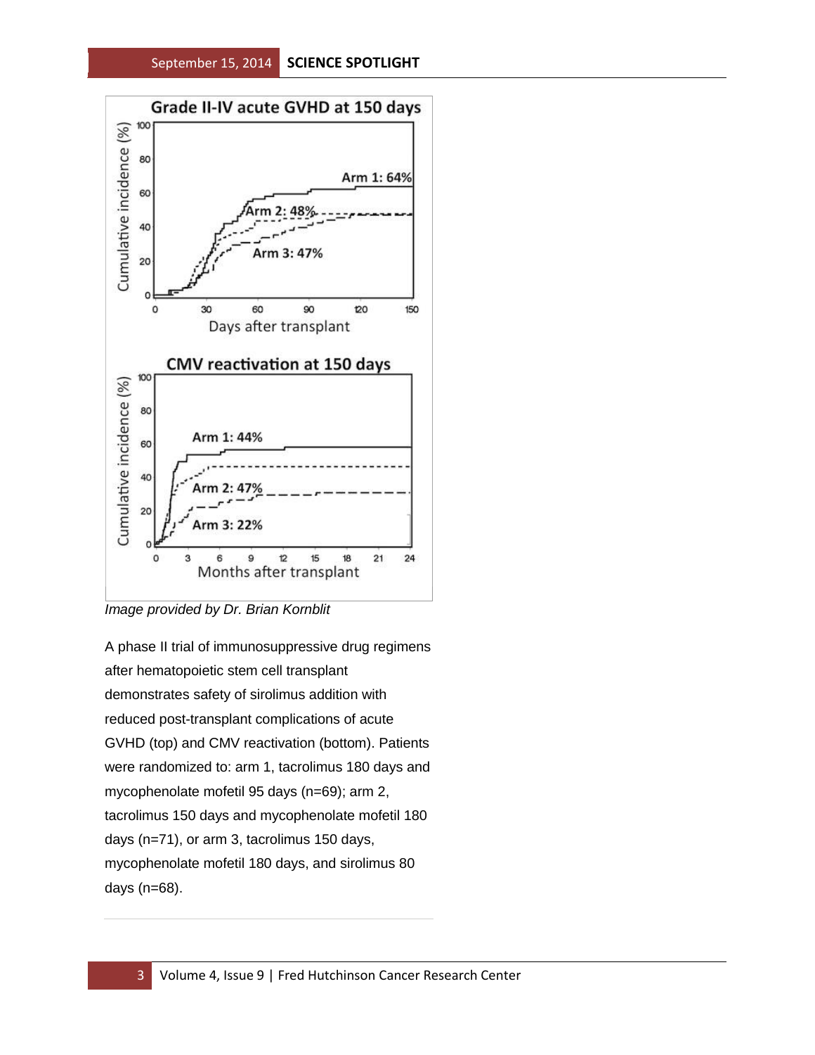Grade II-IV acute GVHD at 150 days

Cumulative incidence (%)

100
80
60
40
20
0

0
30
60
90
120
150

Days after transplant

Arm 1: 64%
Arm 2: 48%
Arm 3: 47%

CMV reactivation at 150 days

Cumulative incidence (%)

100
80
60
40
20
0

0
3
6
9
12
15
18
21
24

Months after transplant

Arm 1: 44%
Arm 2: 47%
Arm 3: 22%

*Image provided by Dr. Brian Kornblit*

A phase II trial of immunosuppressive drug regimens after hematopoietic stem cell transplant demonstrates safety of sirolimus addition with reduced post-transplant complications of acute GVHD (top) and CMV reactivation (bottom). Patients were randomized to: arm 1, tacrolimus 180 days and mycophenolate mofetil 95 days (n=69); arm 2, tacrolimus 150 days and mycophenolate mofetil 180 days (n=71), or arm 3, tacrolimus 150 days, mycophenolate mofetil 180 days, and sirolimus 80 days (n=68).